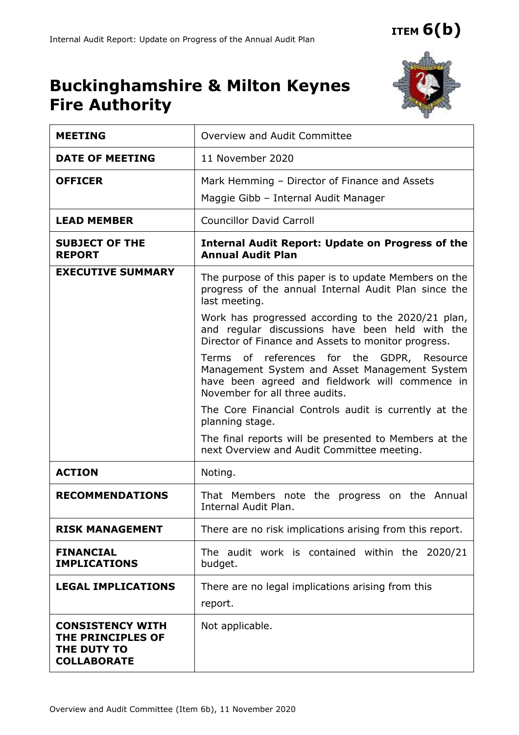**ITEM 6(b)**

# Buckinghamshire & Milton Keynes Fire Authority

| | |
|---|---|
| **MEETING** | Overview and Audit Committee |
| **DATE OF MEETING** | 11 November 2020 |
| **OFFICER** | Mark Hemming – Director of Finance and Assets<br>Maggie Gibb – Internal Audit Manager |
| **LEAD MEMBER** | Councillor David Carroll |
| **SUBJECT OF THE REPORT** | **Internal Audit Report: Update on Progress of the Annual Audit Plan** |
| **EXECUTIVE SUMMARY** | The purpose of this paper is to update Members on the progress of the annual Internal Audit Plan since the last meeting.<br>Work has progressed according to the 2020/21 plan, and regular discussions have been held with the Director of Finance and Assets to monitor progress.<br>Terms of references for the GDPR, Resource Management System and Asset Management System have been agreed and fieldwork will commence in November for all three audits.<br>The Core Financial Controls audit is currently at the planning stage.<br>The final reports will be presented to Members at the next Overview and Audit Committee meeting. |
| **ACTION** | Noting. |
| **RECOMMENDATIONS** | That Members note the progress on the Annual Internal Audit Plan. |
| **RISK MANAGEMENT** | There are no risk implications arising from this report. |
| **FINANCIAL IMPLICATIONS** | The audit work is contained within the 2020/21 budget. |
| **LEGAL IMPLICATIONS** | There are no legal implications arising from this report. |
| **CONSISTENCY WITH THE PRINCIPLES OF THE DUTY TO COLLABORATE** | Not applicable. |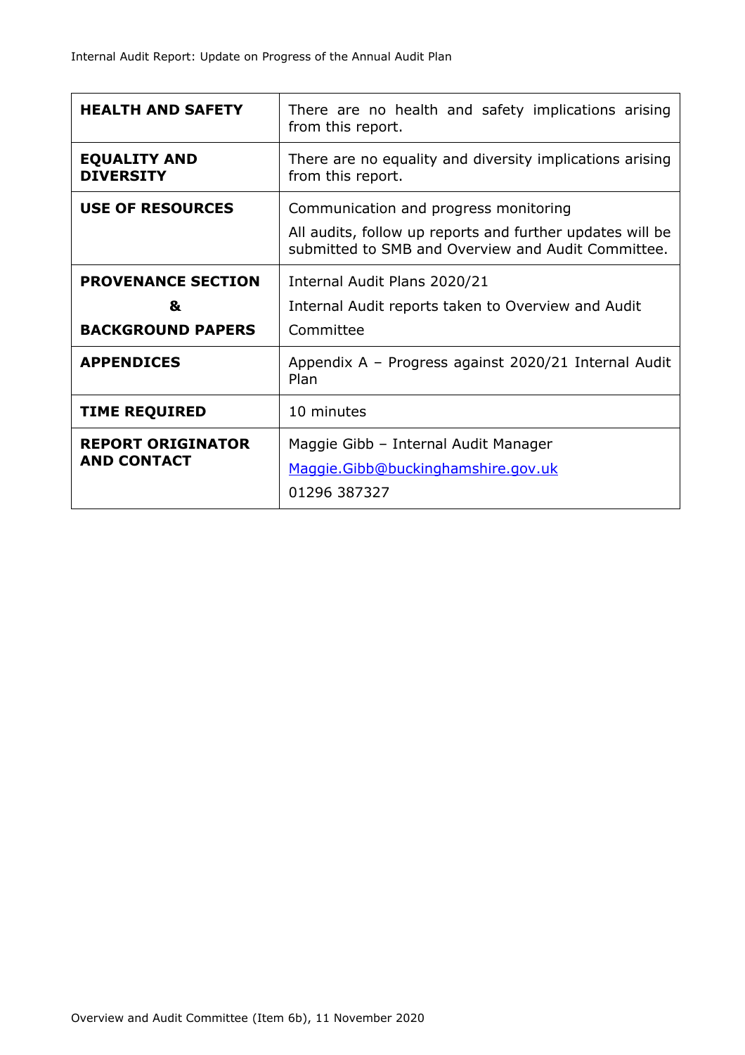| | |
|---|---|
| **HEALTH AND SAFETY** | There are no health and safety implications arising from this report. |
| **EQUALITY AND DIVERSITY** | There are no equality and diversity implications arising from this report. |
| **USE OF RESOURCES** | Communication and progress monitoring<br>All audits, follow up reports and further updates will be submitted to SMB and Overview and Audit Committee. |
| **PROVENANCE SECTION**<br>**&**<br>**BACKGROUND PAPERS** | Internal Audit Plans 2020/21<br>Internal Audit reports taken to Overview and Audit Committee |
| **APPENDICES** | Appendix A – Progress against 2020/21 Internal Audit Plan |
| **TIME REQUIRED** | 10 minutes |
| **REPORT ORIGINATOR AND CONTACT** | Maggie Gibb – Internal Audit Manager<br>Maggie.Gibb@buckinghamshire.gov.uk<br>01296 387327 |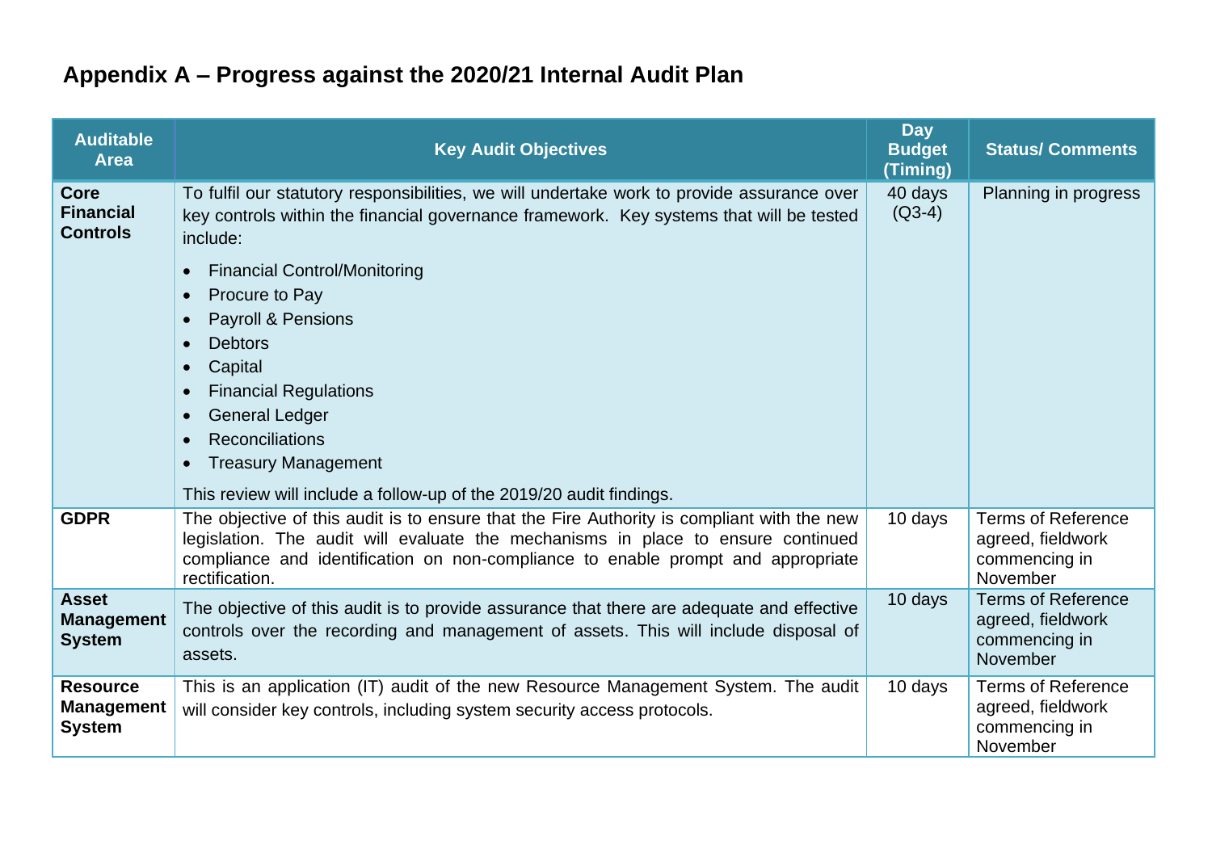# Appendix A – Progress against the 2020/21 Internal Audit Plan

| Auditable Area | Key Audit Objectives | Day Budget (Timing) | Status/ Comments |
|---|---|---|---|
| **Core Financial Controls** | To fulfil our statutory responsibilities, we will undertake work to provide assurance over key controls within the financial governance framework. Key systems that will be tested include:<br>• Financial Control/Monitoring<br>• Procure to Pay<br>• Payroll & Pensions<br>• Debtors<br>• Capital<br>• Financial Regulations<br>• General Ledger<br>• Reconciliations<br>• Treasury Management<br>This review will include a follow-up of the 2019/20 audit findings. | 40 days (Q3-4) | Planning in progress |
| **GDPR** | The objective of this audit is to ensure that the Fire Authority is compliant with the new legislation. The audit will evaluate the mechanisms in place to ensure continued compliance and identification on non-compliance to enable prompt and appropriate rectification. | 10 days | Terms of Reference agreed, fieldwork commencing in November |
| **Asset Management System** | The objective of this audit is to provide assurance that there are adequate and effective controls over the recording and management of assets. This will include disposal of assets. | 10 days | Terms of Reference agreed, fieldwork commencing in November |
| **Resource Management System** | This is an application (IT) audit of the new Resource Management System. The audit will consider key controls, including system security access protocols. | 10 days | Terms of Reference agreed, fieldwork commencing in November |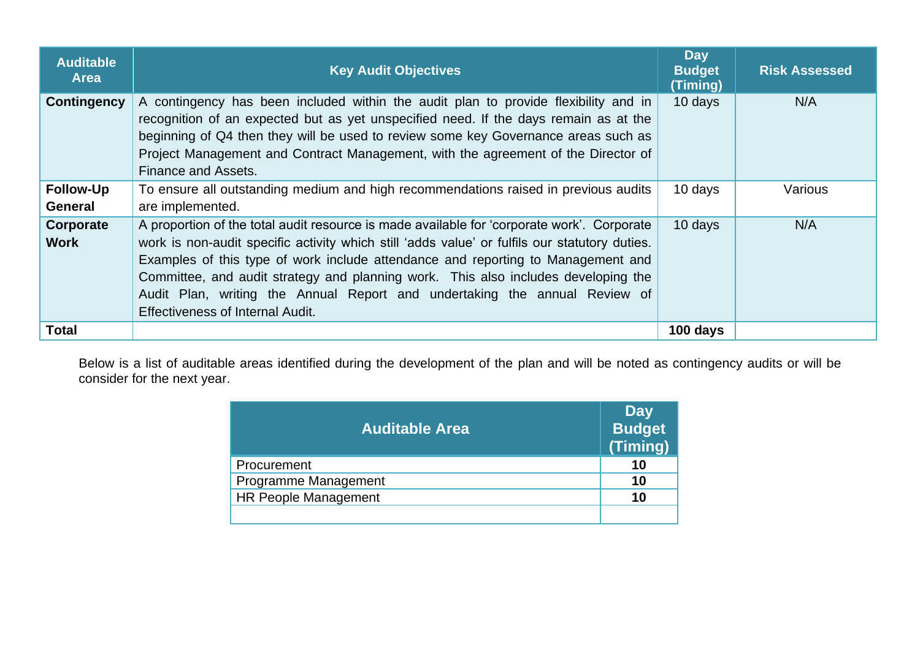| Auditable Area | Key Audit Objectives | Day Budget (Timing) | Risk Assessed |
|---|---|---|---|
| **Contingency** | A contingency has been included within the audit plan to provide flexibility and in recognition of an expected but as yet unspecified need. If the days remain as at the beginning of Q4 then they will be used to review some key Governance areas such as Project Management and Contract Management, with the agreement of the Director of Finance and Assets. | 10 days | N/A |
| **Follow-Up General** | To ensure all outstanding medium and high recommendations raised in previous audits are implemented. | 10 days | Various |
| **Corporate Work** | A proportion of the total audit resource is made available for 'corporate work'. Corporate work is non-audit specific activity which still 'adds value' or fulfils our statutory duties. Examples of this type of work include attendance and reporting to Management and Committee, and audit strategy and planning work. This also includes developing the Audit Plan, writing the Annual Report and undertaking the annual Review of Effectiveness of Internal Audit. | 10 days | N/A |
| **Total** | | **100 days** | |

Below is a list of auditable areas identified during the development of the plan and will be noted as contingency audits or will be consider for the next year.

| Auditable Area | Day Budget (Timing) |
|---|---|
| Procurement | **10** |
| Programme Management | **10** |
| HR People Management | **10** |
| | |